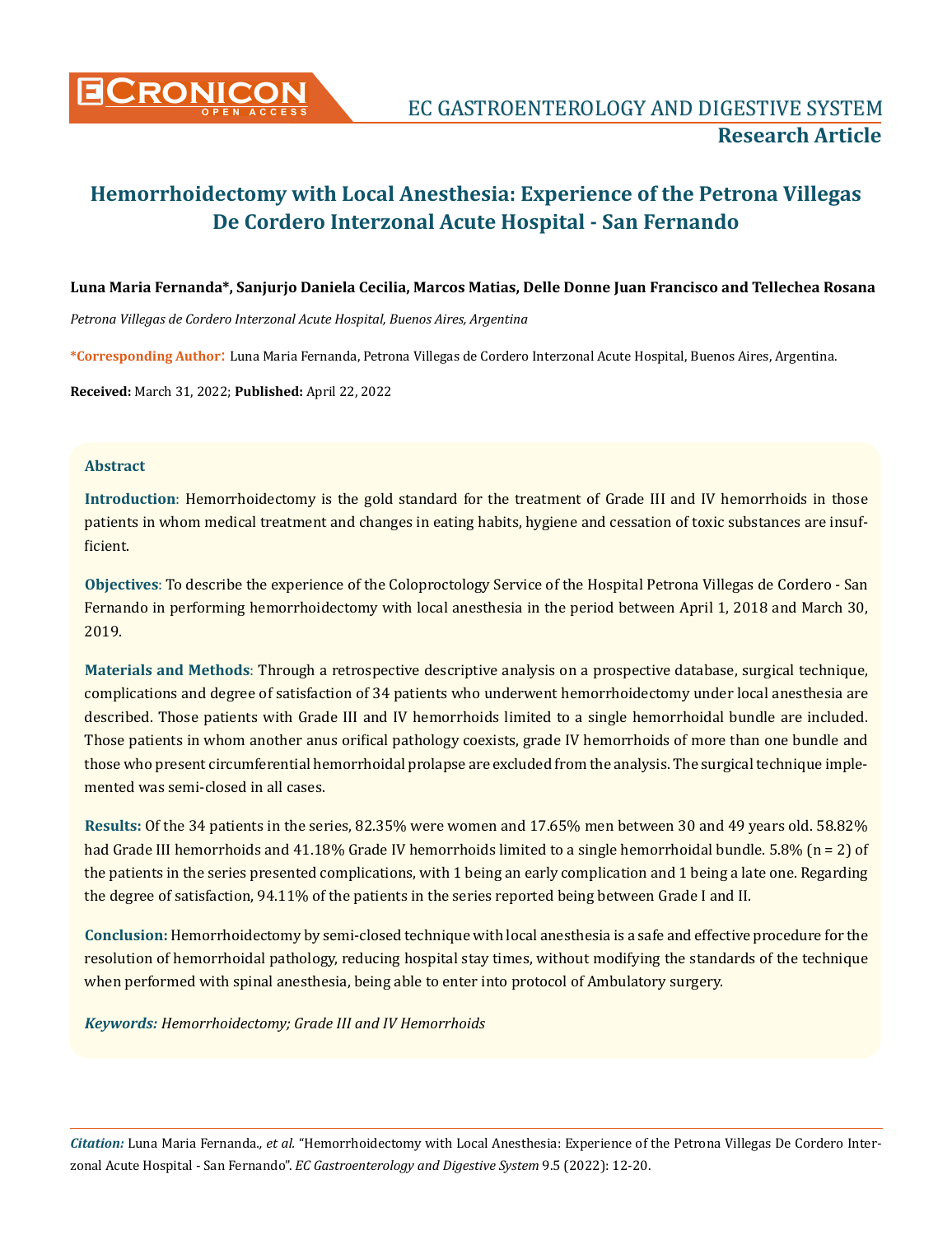# Hemorrhoidectomy with Local Anesthesia: Experience of the Petrona Villegas De Cordero Interzonal Acute Hospital - San Fernando

**Luna Maria Fernanda\*, Sanjurjo Daniela Cecilia, Marcos Matias, Delle Donne Juan Francisco and Tellechea Rosana**

*Petrona Villegas de Cordero Interzonal Acute Hospital, Buenos Aires, Argentina*

**\*Corresponding Author**: Luna Maria Fernanda, Petrona Villegas de Cordero Interzonal Acute Hospital, Buenos Aires, Argentina.

**Received:** March 31, 2022; **Published:** April 22, 2022

## Abstract

**Introduction**: Hemorrhoidectomy is the gold standard for the treatment of Grade III and IV hemorrhoids in those patients in whom medical treatment and changes in eating habits, hygiene and cessation of toxic substances are insufficient.

**Objectives**: To describe the experience of the Coloproctology Service of the Hospital Petrona Villegas de Cordero - San Fernando in performing hemorrhoidectomy with local anesthesia in the period between April 1, 2018 and March 30, 2019.

**Materials and Methods**: Through a retrospective descriptive analysis on a prospective database, surgical technique, complications and degree of satisfaction of 34 patients who underwent hemorrhoidectomy under local anesthesia are described. Those patients with Grade III and IV hemorrhoids limited to a single hemorrhoidal bundle are included. Those patients in whom another anus orifical pathology coexists, grade IV hemorrhoids of more than one bundle and those who present circumferential hemorrhoidal prolapse are excluded from the analysis. The surgical technique implemented was semi-closed in all cases.

**Results:** Of the 34 patients in the series, 82.35% were women and 17.65% men between 30 and 49 years old. 58.82% had Grade III hemorrhoids and 41.18% Grade IV hemorrhoids limited to a single hemorrhoidal bundle. 5.8% (n = 2) of the patients in the series presented complications, with 1 being an early complication and 1 being a late one. Regarding the degree of satisfaction, 94.11% of the patients in the series reported being between Grade I and II.

**Conclusion:** Hemorrhoidectomy by semi-closed technique with local anesthesia is a safe and effective procedure for the resolution of hemorrhoidal pathology, reducing hospital stay times, without modifying the standards of the technique when performed with spinal anesthesia, being able to enter into protocol of Ambulatory surgery.

***Keywords:*** *Hemorrhoidectomy; Grade III and IV Hemorrhoids*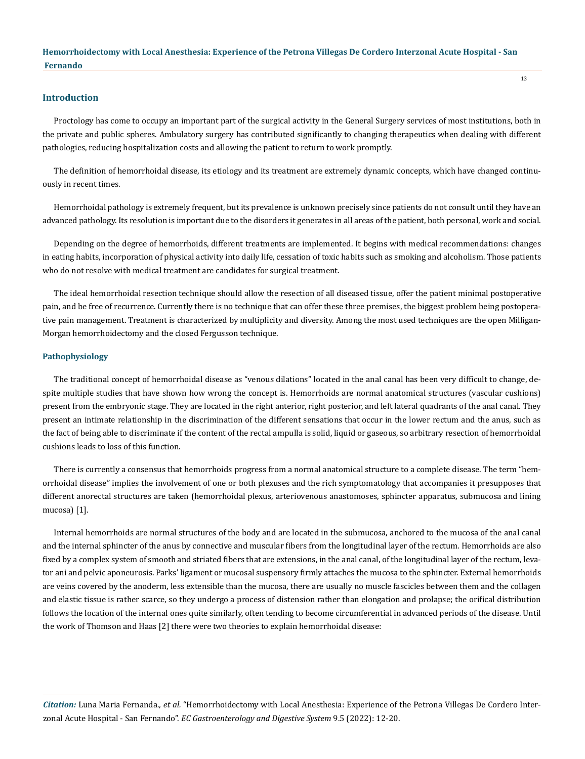## Introduction

Proctology has come to occupy an important part of the surgical activity in the General Surgery services of most institutions, both in the private and public spheres. Ambulatory surgery has contributed significantly to changing therapeutics when dealing with different pathologies, reducing hospitalization costs and allowing the patient to return to work promptly.

The definition of hemorrhoidal disease, its etiology and its treatment are extremely dynamic concepts, which have changed continuously in recent times.

Hemorrhoidal pathology is extremely frequent, but its prevalence is unknown precisely since patients do not consult until they have an advanced pathology. Its resolution is important due to the disorders it generates in all areas of the patient, both personal, work and social.

Depending on the degree of hemorrhoids, different treatments are implemented. It begins with medical recommendations: changes in eating habits, incorporation of physical activity into daily life, cessation of toxic habits such as smoking and alcoholism. Those patients who do not resolve with medical treatment are candidates for surgical treatment.

The ideal hemorrhoidal resection technique should allow the resection of all diseased tissue, offer the patient minimal postoperative pain, and be free of recurrence. Currently there is no technique that can offer these three premises, the biggest problem being postoperative pain management. Treatment is characterized by multiplicity and diversity. Among the most used techniques are the open Milligan-Morgan hemorrhoidectomy and the closed Fergusson technique.

### Pathophysiology

The traditional concept of hemorrhoidal disease as "venous dilations" located in the anal canal has been very difficult to change, despite multiple studies that have shown how wrong the concept is. Hemorrhoids are normal anatomical structures (vascular cushions) present from the embryonic stage. They are located in the right anterior, right posterior, and left lateral quadrants of the anal canal. They present an intimate relationship in the discrimination of the different sensations that occur in the lower rectum and the anus, such as the fact of being able to discriminate if the content of the rectal ampulla is solid, liquid or gaseous, so arbitrary resection of hemorrhoidal cushions leads to loss of this function.

There is currently a consensus that hemorrhoids progress from a normal anatomical structure to a complete disease. The term "hemorrhoidal disease" implies the involvement of one or both plexuses and the rich symptomatology that accompanies it presupposes that different anorectal structures are taken (hemorrhoidal plexus, arteriovenous anastomoses, sphincter apparatus, submucosa and lining mucosa) [1].

Internal hemorrhoids are normal structures of the body and are located in the submucosa, anchored to the mucosa of the anal canal and the internal sphincter of the anus by connective and muscular fibers from the longitudinal layer of the rectum. Hemorrhoids are also fixed by a complex system of smooth and striated fibers that are extensions, in the anal canal, of the longitudinal layer of the rectum, levator ani and pelvic aponeurosis. Parks' ligament or mucosal suspensory firmly attaches the mucosa to the sphincter. External hemorrhoids are veins covered by the anoderm, less extensible than the mucosa, there are usually no muscle fascicles between them and the collagen and elastic tissue is rather scarce, so they undergo a process of distension rather than elongation and prolapse; the orifical distribution follows the location of the internal ones quite similarly, often tending to become circumferential in advanced periods of the disease. Until the work of Thomson and Haas [2] there were two theories to explain hemorrhoidal disease: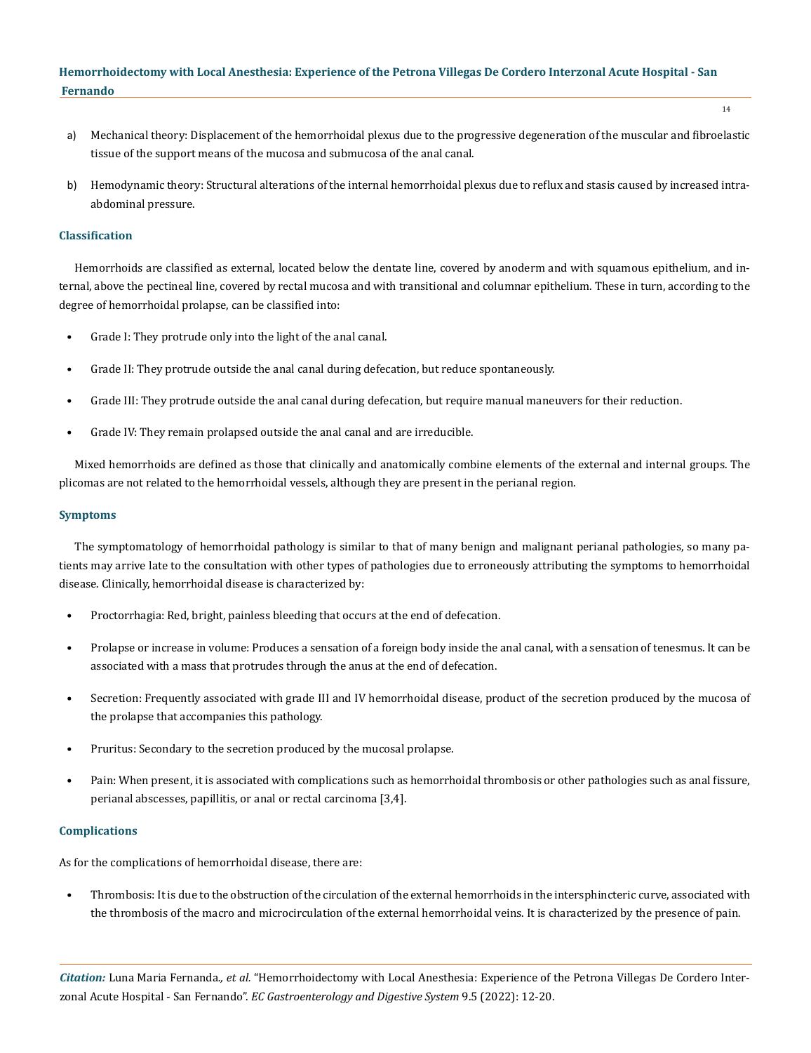a) Mechanical theory: Displacement of the hemorrhoidal plexus due to the progressive degeneration of the muscular and fibroelastic tissue of the support means of the mucosa and submucosa of the anal canal.

b) Hemodynamic theory: Structural alterations of the internal hemorrhoidal plexus due to reflux and stasis caused by increased intra-abdominal pressure.

### Classification

Hemorrhoids are classified as external, located below the dentate line, covered by anoderm and with squamous epithelium, and internal, above the pectineal line, covered by rectal mucosa and with transitional and columnar epithelium. These in turn, according to the degree of hemorrhoidal prolapse, can be classified into:

- Grade I: They protrude only into the light of the anal canal.
- Grade II: They protrude outside the anal canal during defecation, but reduce spontaneously.
- Grade III: They protrude outside the anal canal during defecation, but require manual maneuvers for their reduction.
- Grade IV: They remain prolapsed outside the anal canal and are irreducible.

Mixed hemorrhoids are defined as those that clinically and anatomically combine elements of the external and internal groups. The plicomas are not related to the hemorrhoidal vessels, although they are present in the perianal region.

### Symptoms

The symptomatology of hemorrhoidal pathology is similar to that of many benign and malignant perianal pathologies, so many patients may arrive late to the consultation with other types of pathologies due to erroneously attributing the symptoms to hemorrhoidal disease. Clinically, hemorrhoidal disease is characterized by:

- Proctorrhagia: Red, bright, painless bleeding that occurs at the end of defecation.
- Prolapse or increase in volume: Produces a sensation of a foreign body inside the anal canal, with a sensation of tenesmus. It can be associated with a mass that protrudes through the anus at the end of defecation.
- Secretion: Frequently associated with grade III and IV hemorrhoidal disease, product of the secretion produced by the mucosa of the prolapse that accompanies this pathology.
- Pruritus: Secondary to the secretion produced by the mucosal prolapse.
- Pain: When present, it is associated with complications such as hemorrhoidal thrombosis or other pathologies such as anal fissure, perianal abscesses, papillitis, or anal or rectal carcinoma [3,4].

### Complications

As for the complications of hemorrhoidal disease, there are:

- Thrombosis: It is due to the obstruction of the circulation of the external hemorrhoids in the intersphincteric curve, associated with the thrombosis of the macro and microcirculation of the external hemorrhoidal veins. It is characterized by the presence of pain.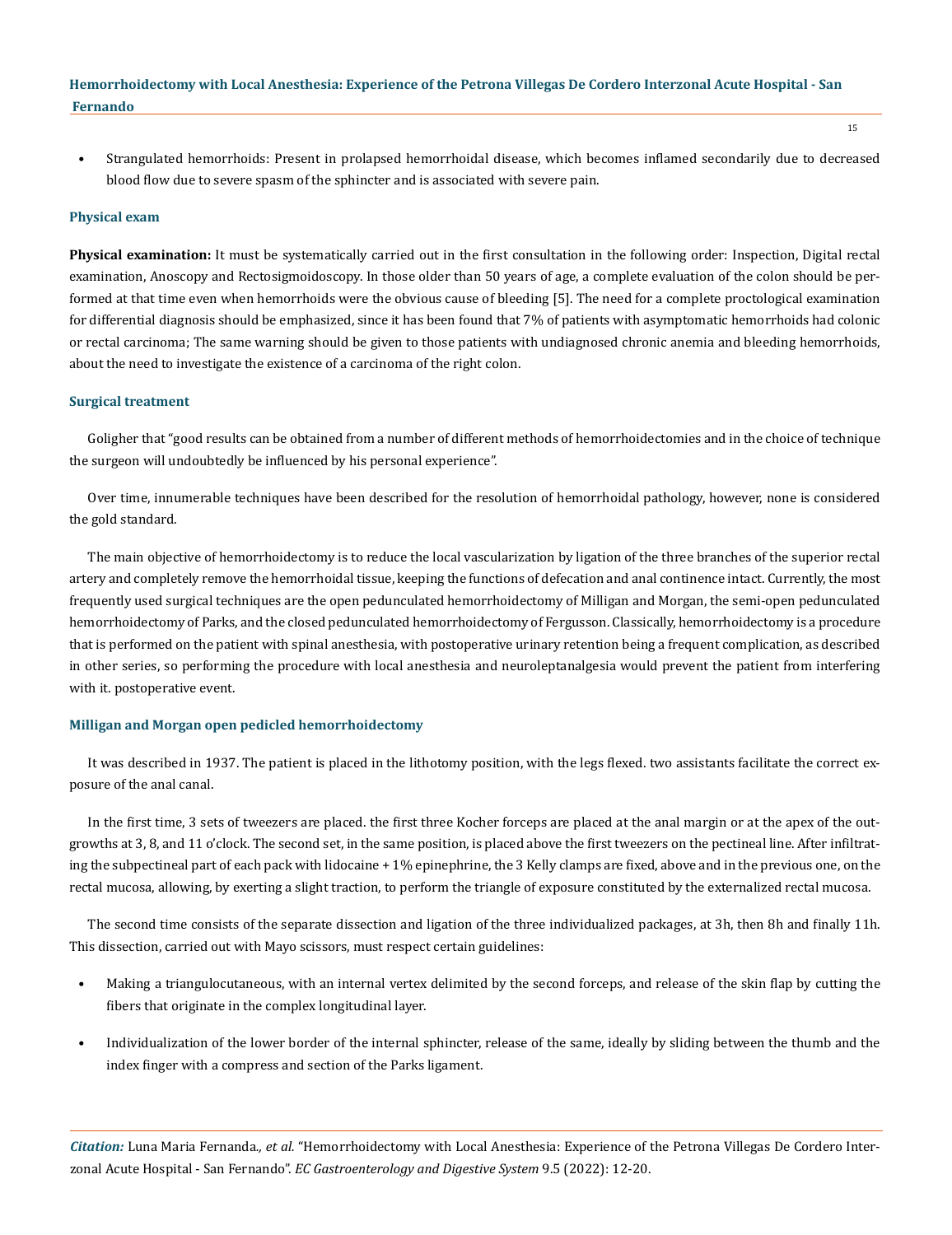- Strangulated hemorrhoids: Present in prolapsed hemorrhoidal disease, which becomes inflamed secondarily due to decreased blood flow due to severe spasm of the sphincter and is associated with severe pain.

### Physical exam

**Physical examination:** It must be systematically carried out in the first consultation in the following order: Inspection, Digital rectal examination, Anoscopy and Rectosigmoidoscopy. In those older than 50 years of age, a complete evaluation of the colon should be performed at that time even when hemorrhoids were the obvious cause of bleeding [5]. The need for a complete proctological examination for differential diagnosis should be emphasized, since it has been found that 7% of patients with asymptomatic hemorrhoids had colonic or rectal carcinoma; The same warning should be given to those patients with undiagnosed chronic anemia and bleeding hemorrhoids, about the need to investigate the existence of a carcinoma of the right colon.

### Surgical treatment

Goligher that "good results can be obtained from a number of different methods of hemorrhoidectomies and in the choice of technique the surgeon will undoubtedly be influenced by his personal experience".

Over time, innumerable techniques have been described for the resolution of hemorrhoidal pathology, however, none is considered the gold standard.

The main objective of hemorrhoidectomy is to reduce the local vascularization by ligation of the three branches of the superior rectal artery and completely remove the hemorrhoidal tissue, keeping the functions of defecation and anal continence intact. Currently, the most frequently used surgical techniques are the open pedunculated hemorrhoidectomy of Milligan and Morgan, the semi-open pedunculated hemorrhoidectomy of Parks, and the closed pedunculated hemorrhoidectomy of Fergusson. Classically, hemorrhoidectomy is a procedure that is performed on the patient with spinal anesthesia, with postoperative urinary retention being a frequent complication, as described in other series, so performing the procedure with local anesthesia and neuroleptanalgesia would prevent the patient from interfering with it. postoperative event.

### Milligan and Morgan open pedicled hemorrhoidectomy

It was described in 1937. The patient is placed in the lithotomy position, with the legs flexed. two assistants facilitate the correct exposure of the anal canal.

In the first time, 3 sets of tweezers are placed. the first three Kocher forceps are placed at the anal margin or at the apex of the outgrowths at 3, 8, and 11 o'clock. The second set, in the same position, is placed above the first tweezers on the pectineal line. After infiltrating the subpectineal part of each pack with lidocaine + 1% epinephrine, the 3 Kelly clamps are fixed, above and in the previous one, on the rectal mucosa, allowing, by exerting a slight traction, to perform the triangle of exposure constituted by the externalized rectal mucosa.

The second time consists of the separate dissection and ligation of the three individualized packages, at 3h, then 8h and finally 11h. This dissection, carried out with Mayo scissors, must respect certain guidelines:

- Making a triangulocutaneous, with an internal vertex delimited by the second forceps, and release of the skin flap by cutting the fibers that originate in the complex longitudinal layer.
- Individualization of the lower border of the internal sphincter, release of the same, ideally by sliding between the thumb and the index finger with a compress and section of the Parks ligament.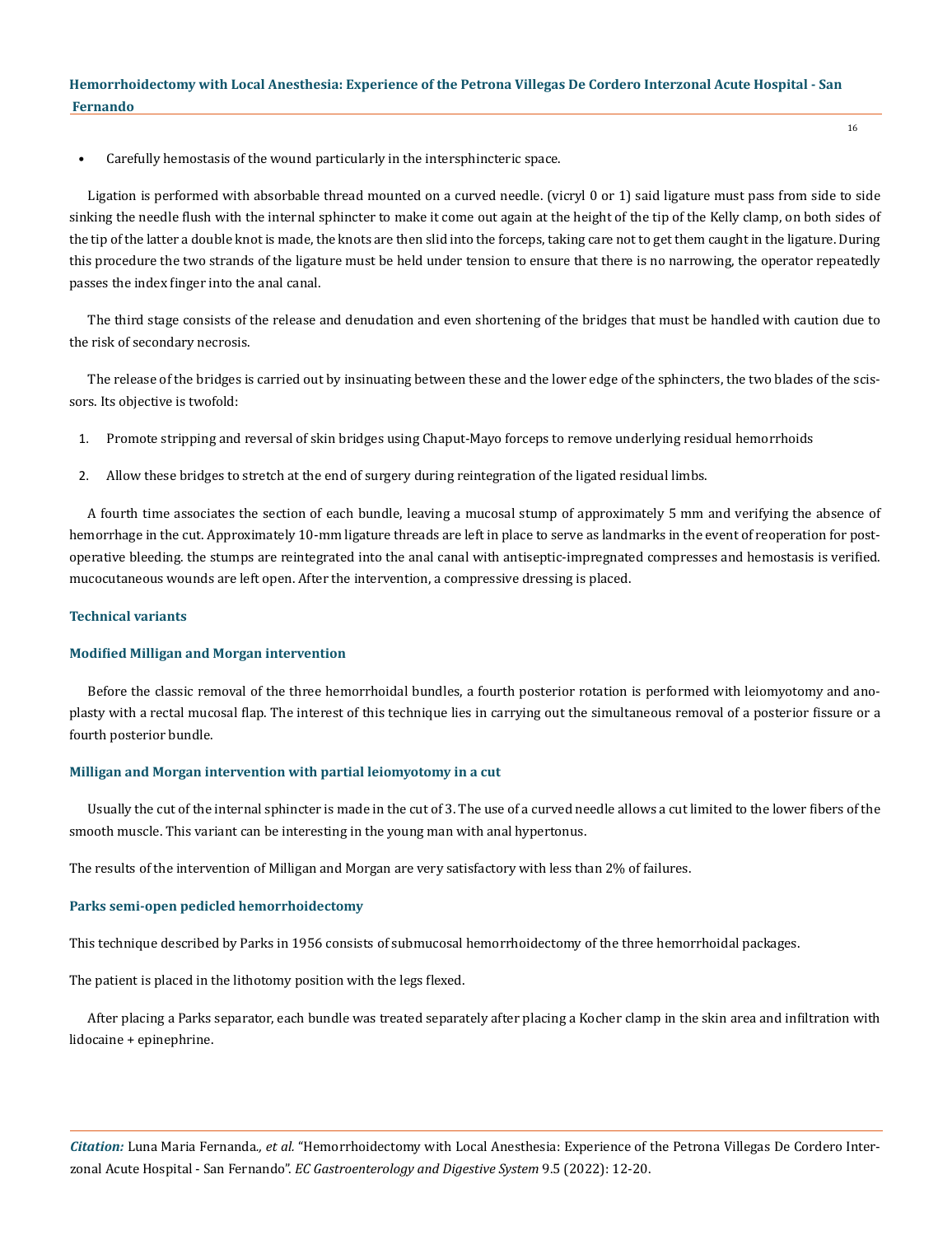- Carefully hemostasis of the wound particularly in the intersphincteric space.

Ligation is performed with absorbable thread mounted on a curved needle. (vicryl 0 or 1) said ligature must pass from side to side sinking the needle flush with the internal sphincter to make it come out again at the height of the tip of the Kelly clamp, on both sides of the tip of the latter a double knot is made, the knots are then slid into the forceps, taking care not to get them caught in the ligature. During this procedure the two strands of the ligature must be held under tension to ensure that there is no narrowing, the operator repeatedly passes the index finger into the anal canal.

The third stage consists of the release and denudation and even shortening of the bridges that must be handled with caution due to the risk of secondary necrosis.

The release of the bridges is carried out by insinuating between these and the lower edge of the sphincters, the two blades of the scissors. Its objective is twofold:

1. Promote stripping and reversal of skin bridges using Chaput-Mayo forceps to remove underlying residual hemorrhoids
2. Allow these bridges to stretch at the end of surgery during reintegration of the ligated residual limbs.

A fourth time associates the section of each bundle, leaving a mucosal stump of approximately 5 mm and verifying the absence of hemorrhage in the cut. Approximately 10-mm ligature threads are left in place to serve as landmarks in the event of reoperation for postoperative bleeding. the stumps are reintegrated into the anal canal with antiseptic-impregnated compresses and hemostasis is verified. mucocutaneous wounds are left open. After the intervention, a compressive dressing is placed.

### Technical variants

#### Modified Milligan and Morgan intervention

Before the classic removal of the three hemorrhoidal bundles, a fourth posterior rotation is performed with leiomyotomy and anoplasty with a rectal mucosal flap. The interest of this technique lies in carrying out the simultaneous removal of a posterior fissure or a fourth posterior bundle.

#### Milligan and Morgan intervention with partial leiomyotomy in a cut

Usually the cut of the internal sphincter is made in the cut of 3. The use of a curved needle allows a cut limited to the lower fibers of the smooth muscle. This variant can be interesting in the young man with anal hypertonus.

The results of the intervention of Milligan and Morgan are very satisfactory with less than 2% of failures.

#### Parks semi-open pedicled hemorrhoidectomy

This technique described by Parks in 1956 consists of submucosal hemorrhoidectomy of the three hemorrhoidal packages.

The patient is placed in the lithotomy position with the legs flexed.

After placing a Parks separator, each bundle was treated separately after placing a Kocher clamp in the skin area and infiltration with lidocaine + epinephrine.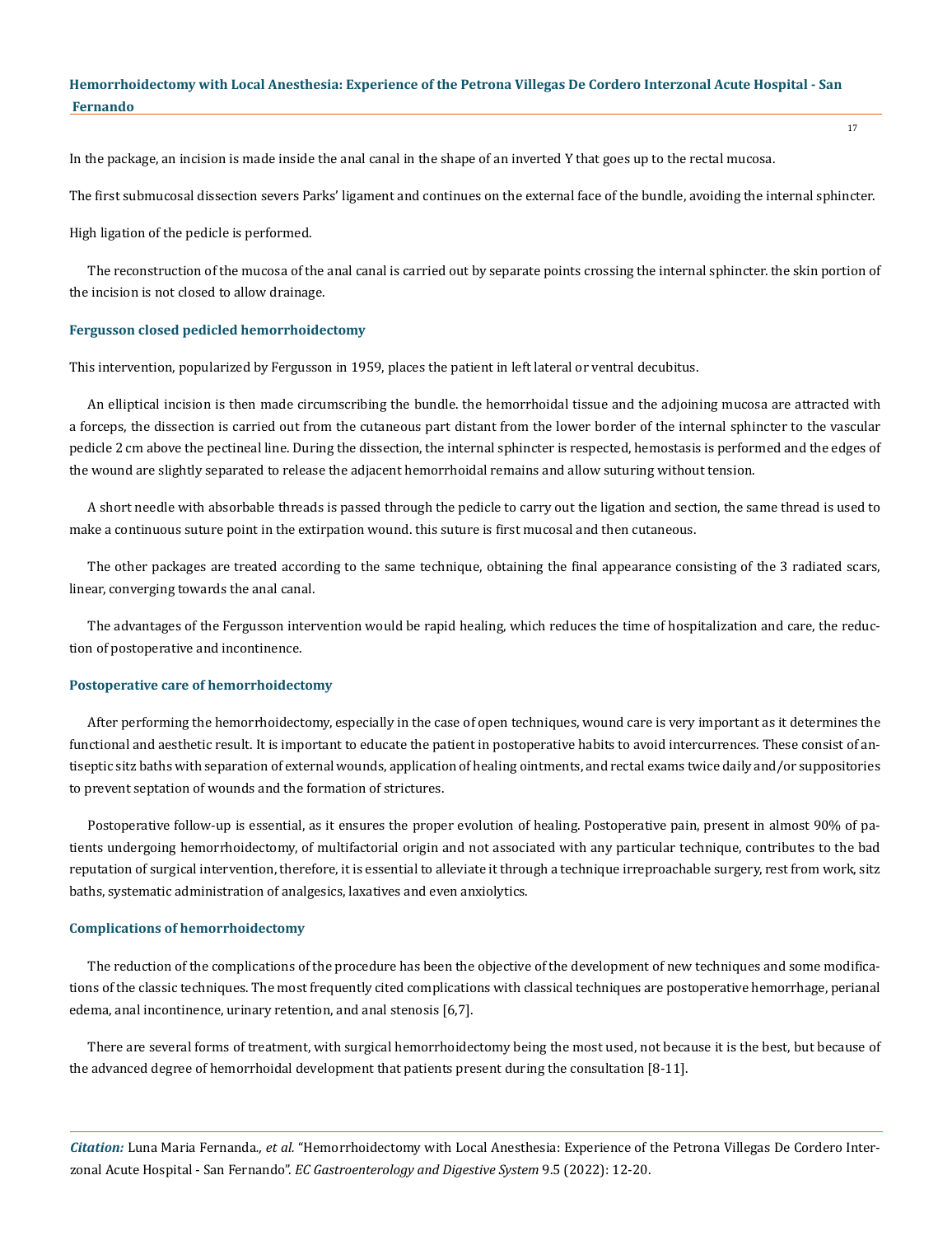In the package, an incision is made inside the anal canal in the shape of an inverted Y that goes up to the rectal mucosa.

The first submucosal dissection severs Parks' ligament and continues on the external face of the bundle, avoiding the internal sphincter.

High ligation of the pedicle is performed.

The reconstruction of the mucosa of the anal canal is carried out by separate points crossing the internal sphincter. the skin portion of the incision is not closed to allow drainage.

### Fergusson closed pedicled hemorrhoidectomy

This intervention, popularized by Fergusson in 1959, places the patient in left lateral or ventral decubitus.

An elliptical incision is then made circumscribing the bundle. the hemorrhoidal tissue and the adjoining mucosa are attracted with a forceps, the dissection is carried out from the cutaneous part distant from the lower border of the internal sphincter to the vascular pedicle 2 cm above the pectineal line. During the dissection, the internal sphincter is respected, hemostasis is performed and the edges of the wound are slightly separated to release the adjacent hemorrhoidal remains and allow suturing without tension.

A short needle with absorbable threads is passed through the pedicle to carry out the ligation and section, the same thread is used to make a continuous suture point in the extirpation wound. this suture is first mucosal and then cutaneous.

The other packages are treated according to the same technique, obtaining the final appearance consisting of the 3 radiated scars, linear, converging towards the anal canal.

The advantages of the Fergusson intervention would be rapid healing, which reduces the time of hospitalization and care, the reduction of postoperative and incontinence.

### Postoperative care of hemorrhoidectomy

After performing the hemorrhoidectomy, especially in the case of open techniques, wound care is very important as it determines the functional and aesthetic result. It is important to educate the patient in postoperative habits to avoid intercurrences. These consist of antiseptic sitz baths with separation of external wounds, application of healing ointments, and rectal exams twice daily and/or suppositories to prevent septation of wounds and the formation of strictures.

Postoperative follow-up is essential, as it ensures the proper evolution of healing. Postoperative pain, present in almost 90% of patients undergoing hemorrhoidectomy, of multifactorial origin and not associated with any particular technique, contributes to the bad reputation of surgical intervention, therefore, it is essential to alleviate it through a technique irreproachable surgery, rest from work, sitz baths, systematic administration of analgesics, laxatives and even anxiolytics.

### Complications of hemorrhoidectomy

The reduction of the complications of the procedure has been the objective of the development of new techniques and some modifications of the classic techniques. The most frequently cited complications with classical techniques are postoperative hemorrhage, perianal edema, anal incontinence, urinary retention, and anal stenosis [6,7].

There are several forms of treatment, with surgical hemorrhoidectomy being the most used, not because it is the best, but because of the advanced degree of hemorrhoidal development that patients present during the consultation [8-11].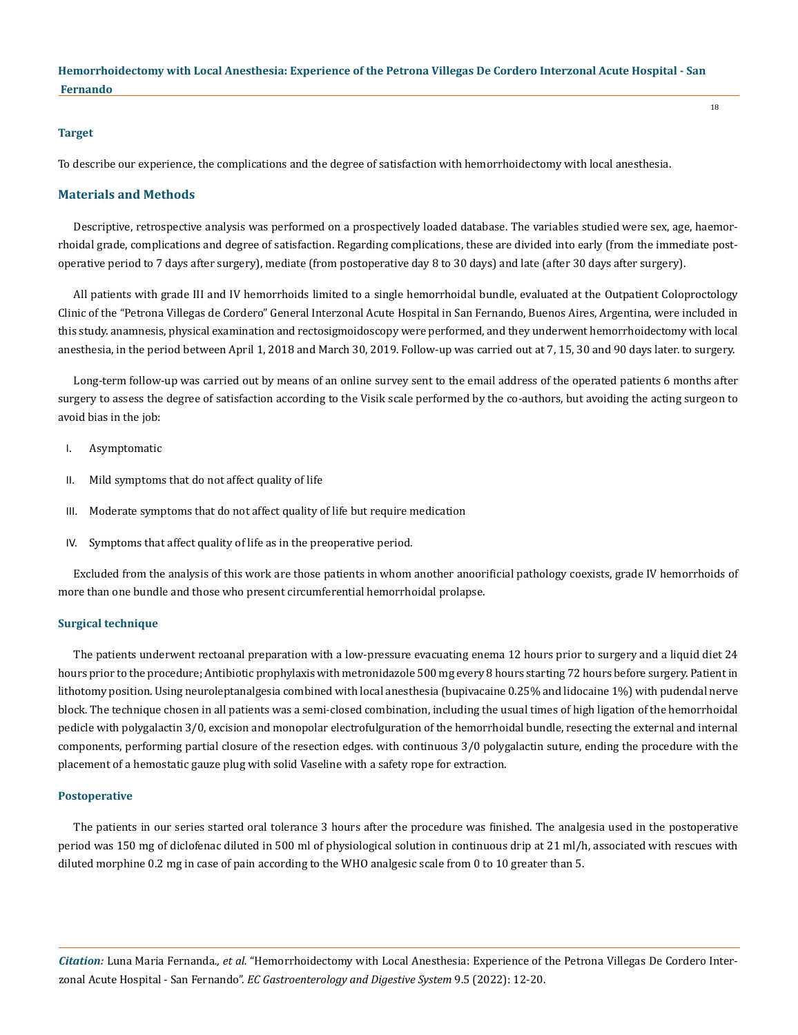### Target

To describe our experience, the complications and the degree of satisfaction with hemorrhoidectomy with local anesthesia.

## Materials and Methods

Descriptive, retrospective analysis was performed on a prospectively loaded database. The variables studied were sex, age, haemorrhoidal grade, complications and degree of satisfaction. Regarding complications, these are divided into early (from the immediate postoperative period to 7 days after surgery), mediate (from postoperative day 8 to 30 days) and late (after 30 days after surgery).

All patients with grade III and IV hemorrhoids limited to a single hemorrhoidal bundle, evaluated at the Outpatient Coloproctology Clinic of the "Petrona Villegas de Cordero" General Interzonal Acute Hospital in San Fernando, Buenos Aires, Argentina, were included in this study. anamnesis, physical examination and rectosigmoidoscopy were performed, and they underwent hemorrhoidectomy with local anesthesia, in the period between April 1, 2018 and March 30, 2019. Follow-up was carried out at 7, 15, 30 and 90 days later. to surgery.

Long-term follow-up was carried out by means of an online survey sent to the email address of the operated patients 6 months after surgery to assess the degree of satisfaction according to the Visik scale performed by the co-authors, but avoiding the acting surgeon to avoid bias in the job:

I. Asymptomatic
II. Mild symptoms that do not affect quality of life
III. Moderate symptoms that do not affect quality of life but require medication
IV. Symptoms that affect quality of life as in the preoperative period.

Excluded from the analysis of this work are those patients in whom another anoorificial pathology coexists, grade IV hemorrhoids of more than one bundle and those who present circumferential hemorrhoidal prolapse.

### Surgical technique

The patients underwent rectoanal preparation with a low-pressure evacuating enema 12 hours prior to surgery and a liquid diet 24 hours prior to the procedure; Antibiotic prophylaxis with metronidazole 500 mg every 8 hours starting 72 hours before surgery. Patient in lithotomy position. Using neuroleptanalgesia combined with local anesthesia (bupivacaine 0.25% and lidocaine 1%) with pudendal nerve block. The technique chosen in all patients was a semi-closed combination, including the usual times of high ligation of the hemorrhoidal pedicle with polygalactin 3/0, excision and monopolar electrofulguration of the hemorrhoidal bundle, resecting the external and internal components, performing partial closure of the resection edges. with continuous 3/0 polygalactin suture, ending the procedure with the placement of a hemostatic gauze plug with solid Vaseline with a safety rope for extraction.

### Postoperative

The patients in our series started oral tolerance 3 hours after the procedure was finished. The analgesia used in the postoperative period was 150 mg of diclofenac diluted in 500 ml of physiological solution in continuous drip at 21 ml/h, associated with rescues with diluted morphine 0.2 mg in case of pain according to the WHO analgesic scale from 0 to 10 greater than 5.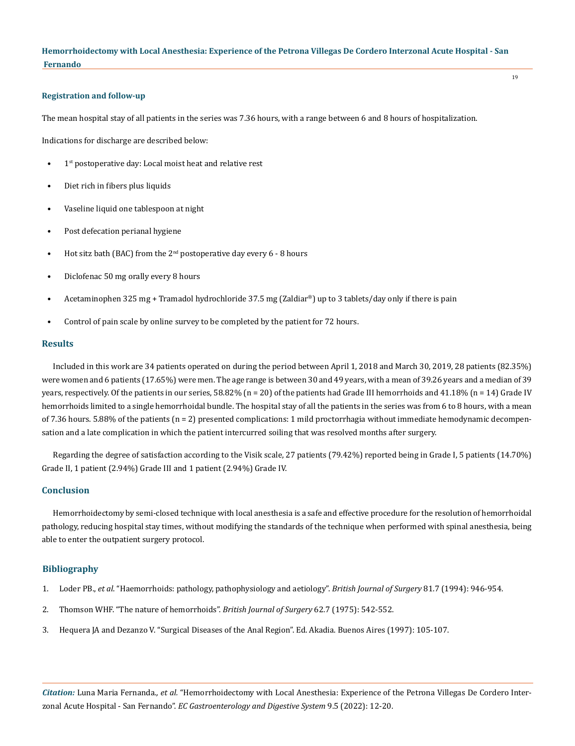### Registration and follow-up

The mean hospital stay of all patients in the series was 7.36 hours, with a range between 6 and 8 hours of hospitalization.

Indications for discharge are described below:

- 1st postoperative day: Local moist heat and relative rest
- Diet rich in fibers plus liquids
- Vaseline liquid one tablespoon at night
- Post defecation perianal hygiene
- Hot sitz bath (BAC) from the 2nd postoperative day every 6 - 8 hours
- Diclofenac 50 mg orally every 8 hours
- Acetaminophen 325 mg + Tramadol hydrochloride 37.5 mg (Zaldiar®) up to 3 tablets/day only if there is pain
- Control of pain scale by online survey to be completed by the patient for 72 hours.

## Results

Included in this work are 34 patients operated on during the period between April 1, 2018 and March 30, 2019, 28 patients (82.35%) were women and 6 patients (17.65%) were men. The age range is between 30 and 49 years, with a mean of 39.26 years and a median of 39 years, respectively. Of the patients in our series, 58.82% (n = 20) of the patients had Grade III hemorrhoids and 41.18% (n = 14) Grade IV hemorrhoids limited to a single hemorrhoidal bundle. The hospital stay of all the patients in the series was from 6 to 8 hours, with a mean of 7.36 hours. 5.88% of the patients (n = 2) presented complications: 1 mild proctorrhagia without immediate hemodynamic decompensation and a late complication in which the patient intercurred soiling that was resolved months after surgery.

Regarding the degree of satisfaction according to the Visik scale, 27 patients (79.42%) reported being in Grade I, 5 patients (14.70%) Grade II, 1 patient (2.94%) Grade III and 1 patient (2.94%) Grade IV.

## Conclusion

Hemorrhoidectomy by semi-closed technique with local anesthesia is a safe and effective procedure for the resolution of hemorrhoidal pathology, reducing hospital stay times, without modifying the standards of the technique when performed with spinal anesthesia, being able to enter the outpatient surgery protocol.

## Bibliography

1. Loder PB., *et al*. "Haemorrhoids: pathology, pathophysiology and aetiology". *British Journal of Surgery* 81.7 (1994): 946-954.
2. Thomson WHF. "The nature of hemorrhoids". *British Journal of Surgery* 62.7 (1975): 542-552.
3. Hequera JA and Dezanzo V. "Surgical Diseases of the Anal Region". Ed. Akadia. Buenos Aires (1997): 105-107.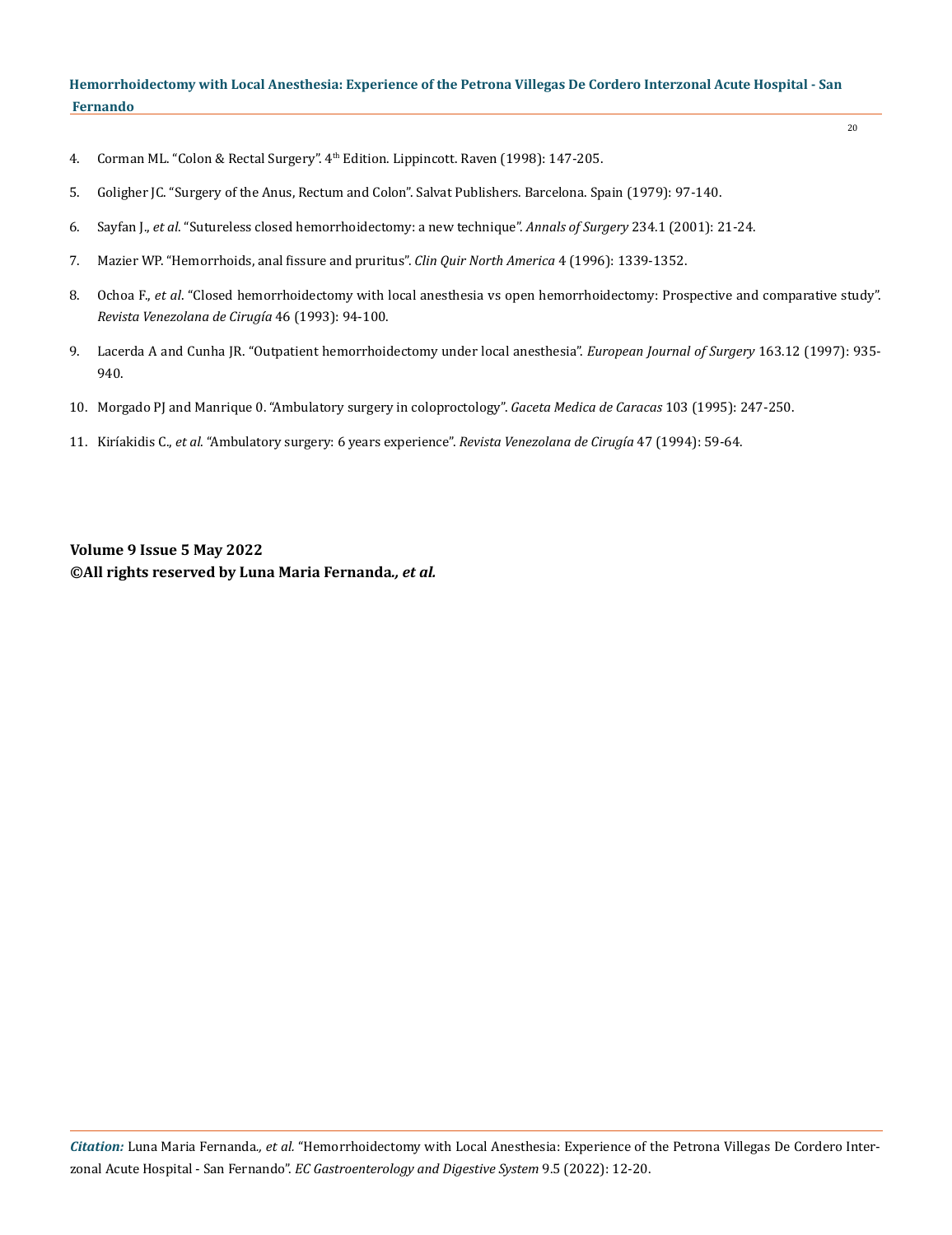4. Corman ML. "Colon & Rectal Surgery". 4th Edition. Lippincott. Raven (1998): 147-205.

5. Goligher JC. "Surgery of the Anus, Rectum and Colon". Salvat Publishers. Barcelona. Spain (1979): 97-140.

6. Sayfan J., *et al*. "Sutureless closed hemorrhoidectomy: a new technique". *Annals of Surgery* 234.1 (2001): 21-24.

7. Mazier WP. "Hemorrhoids, anal fissure and pruritus". *Clin Quir North America* 4 (1996): 1339-1352.

8. Ochoa F., *et al*. "Closed hemorrhoidectomy with local anesthesia vs open hemorrhoidectomy: Prospective and comparative study". *Revista Venezolana de Cirugía* 46 (1993): 94-100.

9. Lacerda A and Cunha JR. "Outpatient hemorrhoidectomy under local anesthesia". *European Journal of Surgery* 163.12 (1997): 935-940.

10. Morgado PJ and Manrique 0. "Ambulatory surgery in coloproctology". *Gaceta Medica de Caracas* 103 (1995): 247-250.

11. Kiríakidis C., *et al*. "Ambulatory surgery: 6 years experience". *Revista Venezolana de Cirugía* 47 (1994): 59-64.

**Volume 9 Issue 5 May 2022**
**©All rights reserved by Luna Maria Fernanda*., et al.***